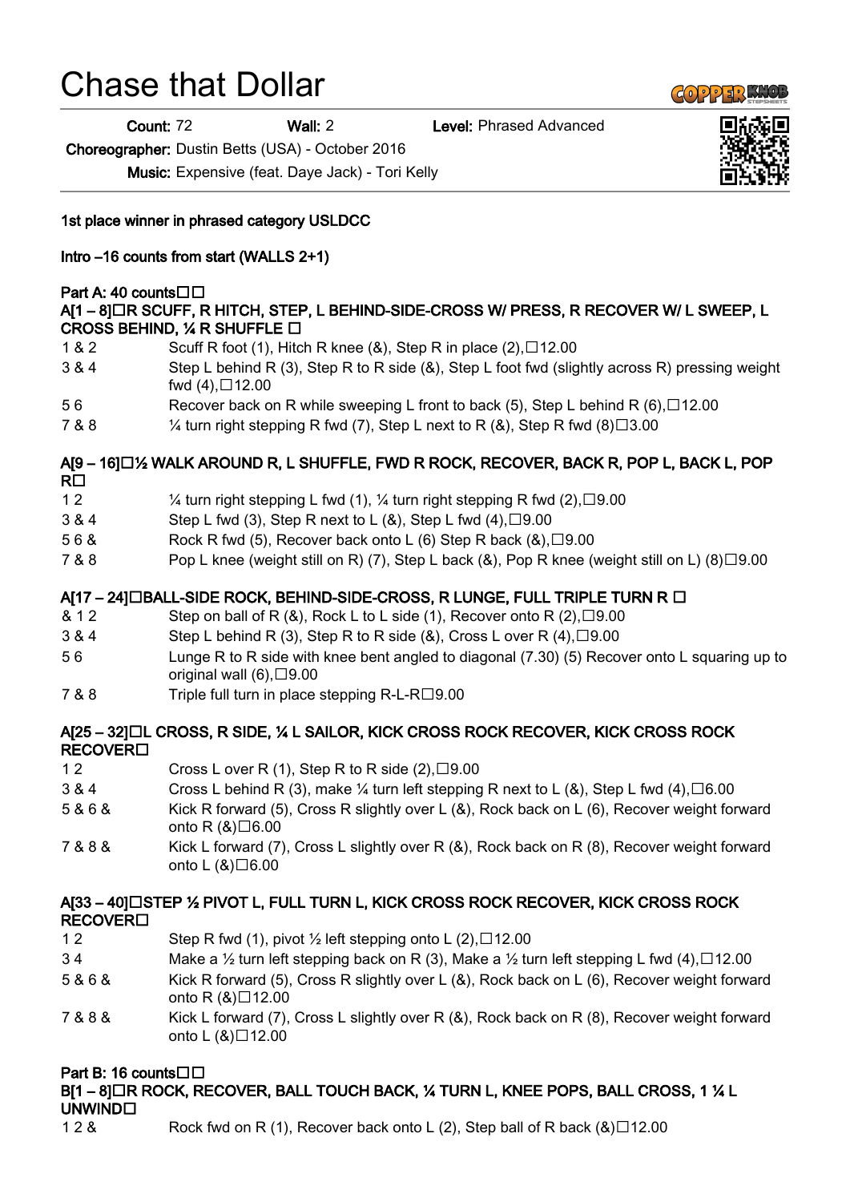# Chase that Dollar

**Count:** 72 **Wall:** 2 **Level:** Phrased Advanced

**Choreographer:** Dustin Betts (USA) - October 2016

**Music:** Expensive (feat. Daye Jack) - Tori Kelly

**1st place winner in phrased category USLDCC**

**Intro –16 counts from start (WALLS 2+1)**

**Part A: 40 counts□□**

**A[1 – 8]□R SCUFF, R HITCH, STEP, L BEHIND-SIDE-CROSS W/ PRESS, R RECOVER W/ L SWEEP, L CROSS BEHIND, ¼ R SHUFFLE □**

| | |
|---|---|
| 1 & 2 | Scuff R foot (1), Hitch R knee (&), Step R in place (2),□12.00 |
| 3 & 4 | Step L behind R (3), Step R to R side (&), Step L foot fwd (slightly across R) pressing weight fwd (4),□12.00 |
| 5 6 | Recover back on R while sweeping L front to back (5), Step L behind R (6),□12.00 |
| 7 & 8 | ¼ turn right stepping R fwd (7), Step L next to R (&), Step R fwd (8)□3.00 |

**A[9 – 16]□½ WALK AROUND R, L SHUFFLE, FWD R ROCK, RECOVER, BACK R, POP L, BACK L, POP R□**

| | |
|---|---|
| 1 2 | ¼ turn right stepping L fwd (1), ¼ turn right stepping R fwd (2),□9.00 |
| 3 & 4 | Step L fwd (3), Step R next to L (&), Step L fwd (4),□9.00 |
| 5 6 & | Rock R fwd (5), Recover back onto L (6) Step R back (&),□9.00 |
| 7 & 8 | Pop L knee (weight still on R) (7), Step L back (&), Pop R knee (weight still on L) (8)□9.00 |

**A[17 – 24]□BALL-SIDE ROCK, BEHIND-SIDE-CROSS, R LUNGE, FULL TRIPLE TURN R □**

| | |
|---|---|
| & 1 2 | Step on ball of R (&), Rock L to L side (1), Recover onto R (2),□9.00 |
| 3 & 4 | Step L behind R (3), Step R to R side (&), Cross L over R (4),□9.00 |
| 5 6 | Lunge R to R side with knee bent angled to diagonal (7.30) (5) Recover onto L squaring up to original wall (6),□9.00 |
| 7 & 8 | Triple full turn in place stepping R-L-R□9.00 |

**A[25 – 32]□L CROSS, R SIDE, ¼ L SAILOR, KICK CROSS ROCK RECOVER, KICK CROSS ROCK RECOVER□**

| | |
|---|---|
| 1 2 | Cross L over R (1), Step R to R side (2),□9.00 |
| 3 & 4 | Cross L behind R (3), make ¼ turn left stepping R next to L (&), Step L fwd (4),□6.00 |
| 5 & 6 & | Kick R forward (5), Cross R slightly over L (&), Rock back on L (6), Recover weight forward onto R (&)□6.00 |
| 7 & 8 & | Kick L forward (7), Cross L slightly over R (&), Rock back on R (8), Recover weight forward onto L (&)□6.00 |

**A[33 – 40]□STEP ½ PIVOT L, FULL TURN L, KICK CROSS ROCK RECOVER, KICK CROSS ROCK RECOVER□**

| | |
|---|---|
| 1 2 | Step R fwd (1), pivot ½ left stepping onto L (2),□12.00 |
| 3 4 | Make a ½ turn left stepping back on R (3), Make a ½ turn left stepping L fwd (4),□12.00 |
| 5 & 6 & | Kick R forward (5), Cross R slightly over L (&), Rock back on L (6), Recover weight forward onto R (&)□12.00 |
| 7 & 8 & | Kick L forward (7), Cross L slightly over R (&), Rock back on R (8), Recover weight forward onto L (&)□12.00 |

**Part B: 16 counts□□**

**B[1 – 8]□R ROCK, RECOVER, BALL TOUCH BACK, ¼ TURN L, KNEE POPS, BALL CROSS, 1 ¼ L UNWIND□**

| | |
|---|---|
| 1 2 & | Rock fwd on R (1), Recover back onto L (2), Step ball of R back (&)□12.00 |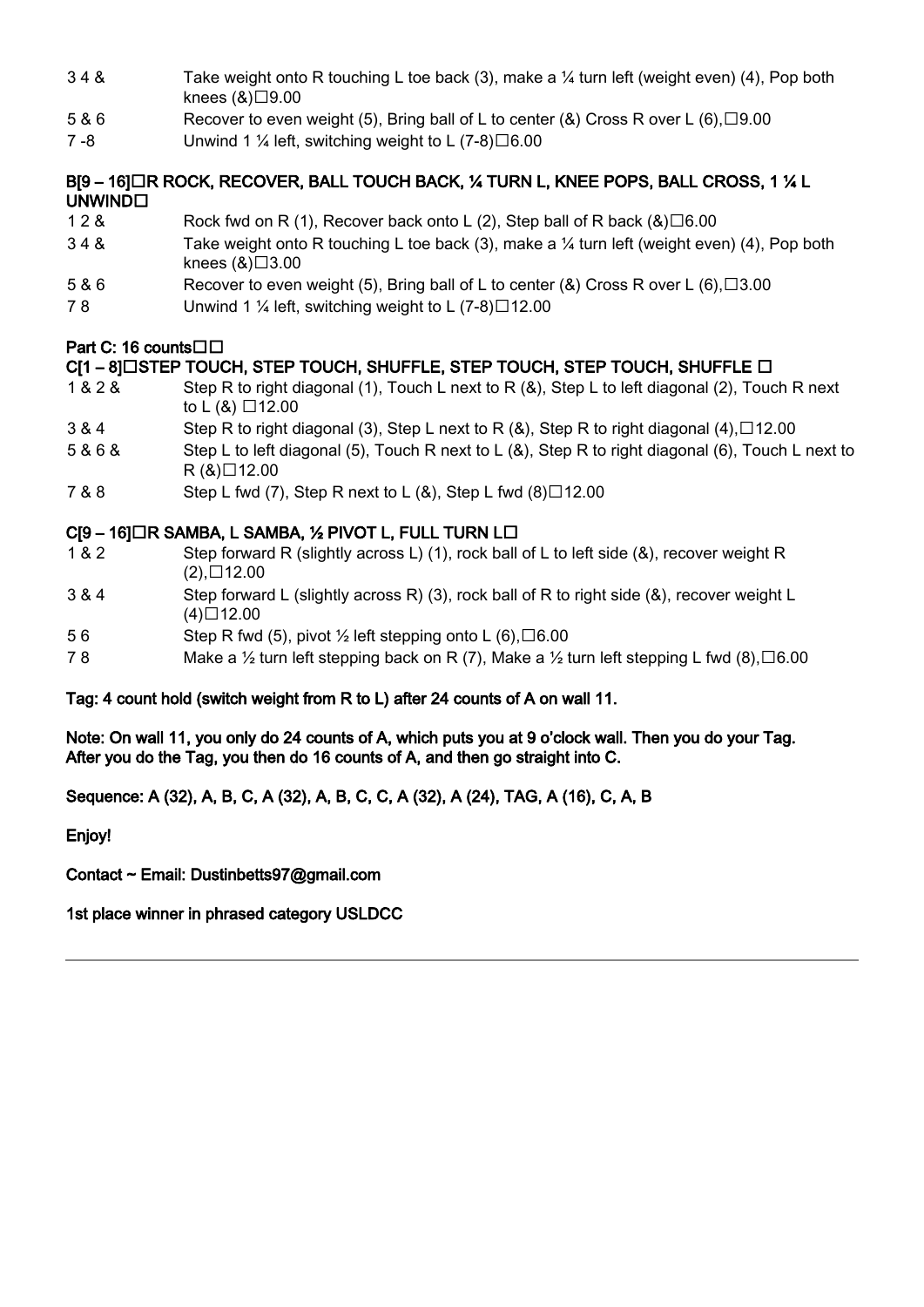| | |
|---|---|
| 3 4 & | Take weight onto R touching L toe back (3), make a ¼ turn left (weight even) (4), Pop both knees (&)☐9.00 |
| 5 & 6 | Recover to even weight (5), Bring ball of L to center (&) Cross R over L (6),☐9.00 |
| 7 -8 | Unwind 1 ¼ left, switching weight to L (7-8)☐6.00 |

**B[9 – 16]☐R ROCK, RECOVER, BALL TOUCH BACK, ¼ TURN L, KNEE POPS, BALL CROSS, 1 ¼ L UNWIND☐**

| | |
|---|---|
| 1 2 & | Rock fwd on R (1), Recover back onto L (2), Step ball of R back (&)☐6.00 |
| 3 4 & | Take weight onto R touching L toe back (3), make a ¼ turn left (weight even) (4), Pop both knees (&)☐3.00 |
| 5 & 6 | Recover to even weight (5), Bring ball of L to center (&) Cross R over L (6),☐3.00 |
| 7 8 | Unwind 1 ¼ left, switching weight to L (7-8)☐12.00 |

**Part C: 16 counts☐☐**

**C[1 – 8]☐STEP TOUCH, STEP TOUCH, SHUFFLE, STEP TOUCH, STEP TOUCH, SHUFFLE ☐**

| | |
|---|---|
| 1 & 2 & | Step R to right diagonal (1), Touch L next to R (&), Step L to left diagonal (2), Touch R next to L (&) ☐12.00 |
| 3 & 4 | Step R to right diagonal (3), Step L next to R (&), Step R to right diagonal (4),☐12.00 |
| 5 & 6 & | Step L to left diagonal (5), Touch R next to L (&), Step R to right diagonal (6), Touch L next to R (&)☐12.00 |
| 7 & 8 | Step L fwd (7), Step R next to L (&), Step L fwd (8)☐12.00 |

**C[9 – 16]☐R SAMBA, L SAMBA, ½ PIVOT L, FULL TURN L☐**

| | |
|---|---|
| 1 & 2 | Step forward R (slightly across L) (1), rock ball of L to left side (&), recover weight R (2),☐12.00 |
| 3 & 4 | Step forward L (slightly across R) (3), rock ball of R to right side (&), recover weight L (4)☐12.00 |
| 5 6 | Step R fwd (5), pivot ½ left stepping onto L (6),☐6.00 |
| 7 8 | Make a ½ turn left stepping back on R (7), Make a ½ turn left stepping L fwd (8),☐6.00 |

**Tag: 4 count hold (switch weight from R to L) after 24 counts of A on wall 11.**

**Note: On wall 11, you only do 24 counts of A, which puts you at 9 o'clock wall. Then you do your Tag. After you do the Tag, you then do 16 counts of A, and then go straight into C.**

**Sequence: A (32), A, B, C, A (32), A, B, C, C, A (32), A (24), TAG, A (16), C, A, B**

**Enjoy!**

**Contact ~ Email: Dustinbetts97@gmail.com**

**1st place winner in phrased category USLDCC**